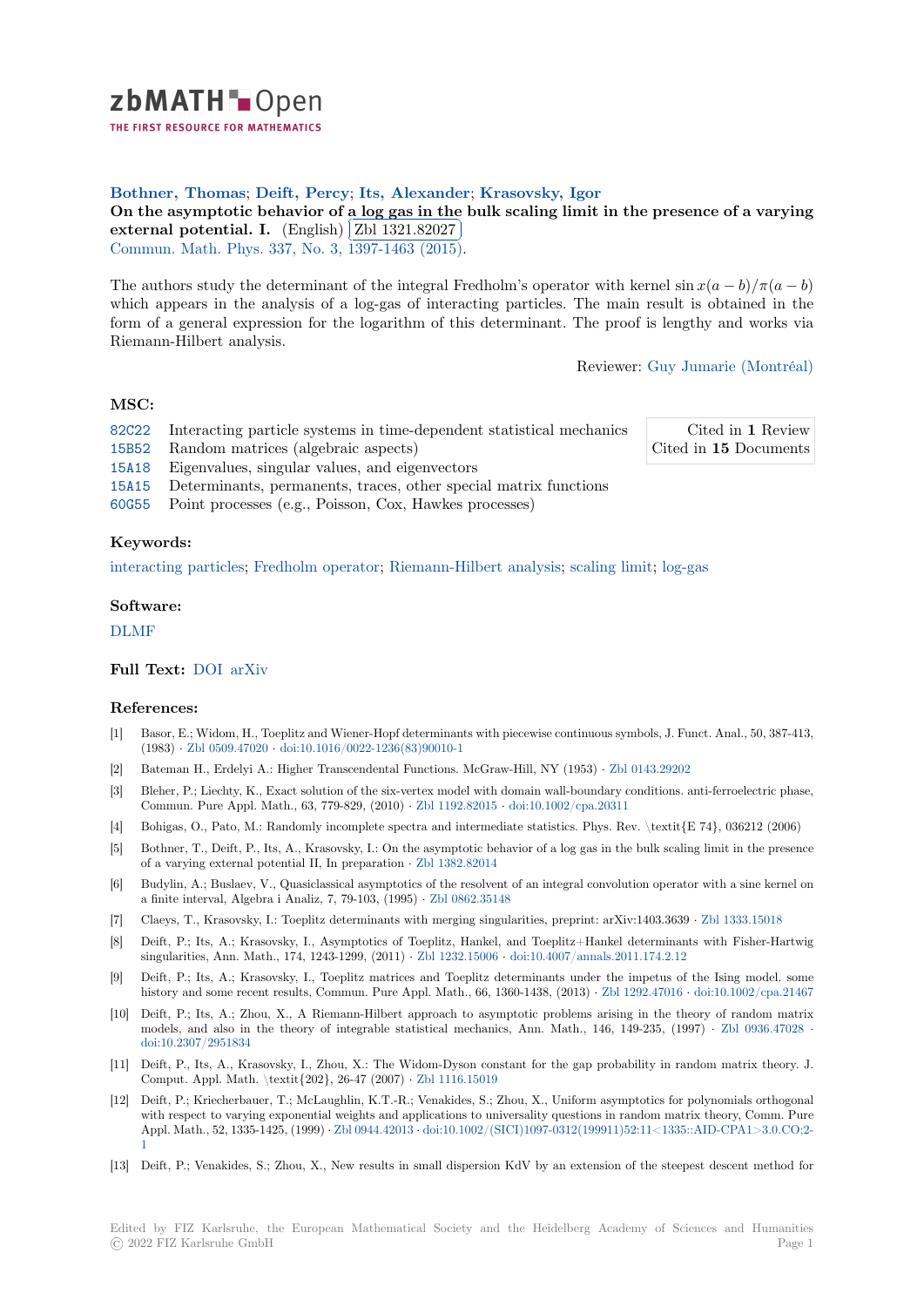# zbMATH Open

THE FIRST RESOURCE FOR MATHEMATICS

**Bothner, Thomas; Deift, Percy; Its, Alexander; Krasovsky, Igor**

**On the asymptotic behavior of a log gas in the bulk scaling limit in the presence of a varying external potential. I.** (English) Zbl 1321.82027

Commun. Math. Phys. 337, No. 3, 1397-1463 (2015).

The authors study the determinant of the integral Fredholm's operator with kernel $\sin x(a-b)/\pi(a-b)$ which appears in the analysis of a log-gas of interacting particles. The main result is obtained in the form of a general expression for the logarithm of this determinant. The proof is lengthy and works via Riemann-Hilbert analysis.

Reviewer: Guy Jumarie (Montréal)

## MSC:

| | |
|---|---|
| 82C22 | Interacting particle systems in time-dependent statistical mechanics |
| 15B52 | Random matrices (algebraic aspects) |
| 15A18 | Eigenvalues, singular values, and eigenvectors |
| 15A15 | Determinants, permanents, traces, other special matrix functions |
| 60G55 | Point processes (e.g., Poisson, Cox, Hawkes processes) |

Cited in **1** Review
Cited in **15** Documents

## Keywords:

interacting particles; Fredholm operator; Riemann-Hilbert analysis; scaling limit; log-gas

## Software:

DLMF

## Full Text:

DOI arXiv

## References:

[1] Basor, E.; Widom, H., Toeplitz and Wiener-Hopf determinants with piecewise continuous symbols, J. Funct. Anal., 50, 387-413, (1983) · Zbl 0509.47020 · doi:10.1016/0022-1236(83)90010-1

[2] Bateman H., Erdelyi A.: Higher Transcendental Functions. McGraw-Hill, NY (1953) · Zbl 0143.29202

[3] Bleher, P.; Liechty, K., Exact solution of the six-vertex model with domain wall-boundary conditions. anti-ferroelectric phase, Commun. Pure Appl. Math., 63, 779-829, (2010) · Zbl 1192.82015 · doi:10.1002/cpa.20311

[4] Bohigas, O., Pato, M.: Randomly incomplete spectra and intermediate statistics. Phys. Rev. \textit{E 74}, 036212 (2006)

[5] Bothner, T., Deift, P., Its, A., Krasovsky, I.: On the asymptotic behavior of a log gas in the bulk scaling limit in the presence of a varying external potential II, In preparation · Zbl 1382.82014

[6] Budylin, A.; Buslaev, V., Quasiclassical asymptotics of the resolvent of an integral convolution operator with a sine kernel on a finite interval, Algebra i Analiz, 7, 79-103, (1995) · Zbl 0862.35148

[7] Claeys, T., Krasovsky, I.: Toeplitz determinants with merging singularities, preprint: arXiv:1403.3639 · Zbl 1333.15018

[8] Deift, P.; Its, A.; Krasovsky, I., Asymptotics of Toeplitz, Hankel, and Toeplitz+Hankel determinants with Fisher-Hartwig singularities, Ann. Math., 174, 1243-1299, (2011) · Zbl 1232.15006 · doi:10.4007/annals.2011.174.2.12

[9] Deift, P.; Its, A.; Krasovsky, I., Toeplitz matrices and Toeplitz determinants under the impetus of the Ising model. some history and some recent results, Commun. Pure Appl. Math., 66, 1360-1438, (2013) · Zbl 1292.47016 · doi:10.1002/cpa.21467

[10] Deift, P.; Its, A.; Zhou, X., A Riemann-Hilbert approach to asymptotic problems arising in the theory of random matrix models, and also in the theory of integrable statistical mechanics, Ann. Math., 146, 149-235, (1997) · Zbl 0936.47028 · doi:10.2307/2951834

[11] Deift, P., Its, A., Krasovsky, I., Zhou, X.: The Widom-Dyson constant for the gap probability in random matrix theory. J. Comput. Appl. Math. \textit{202}, 26-47 (2007) · Zbl 1116.15019

[12] Deift, P.; Kriecherbauer, T.; McLaughlin, K.T.-R.; Venakides, S.; Zhou, X., Uniform asymptotics for polynomials orthogonal with respect to varying exponential weights and applications to universality questions in random matrix theory, Comm. Pure Appl. Math., 52, 1335-1425, (1999) · Zbl 0944.42013 · doi:10.1002/(SICI)1097-0312(199911)52:11<1335::AID-CPA1>3.0.CO;2-1

[13] Deift, P.; Venakides, S.; Zhou, X., New results in small dispersion KdV by an extension of the steepest descent method for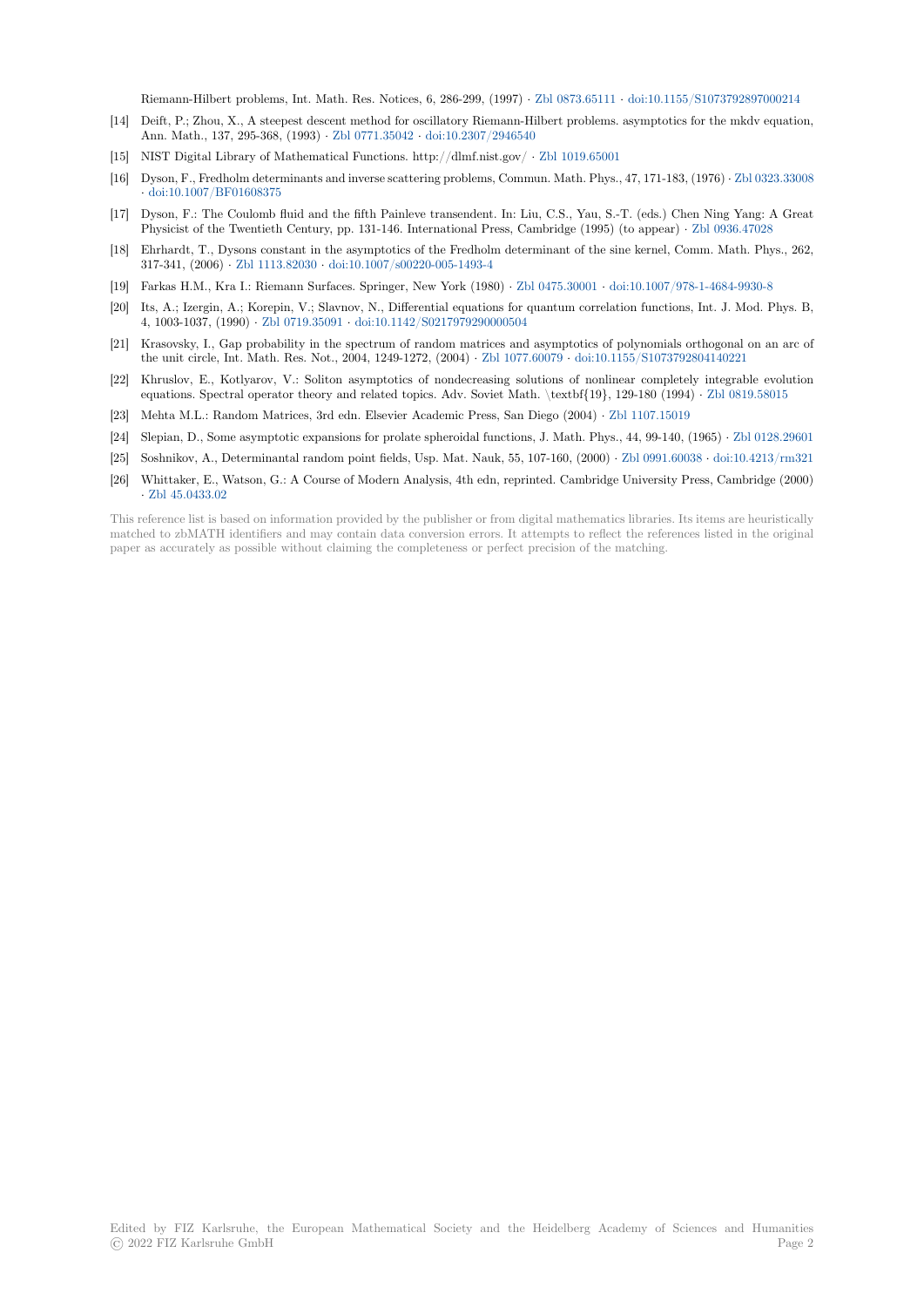Riemann-Hilbert problems, Int. Math. Res. Notices, 6, 286-299, (1997) · Zbl 0873.65111 · doi:10.1155/S1073792897000214

[14] Deift, P.; Zhou, X., A steepest descent method for oscillatory Riemann-Hilbert problems. asymptotics for the mkdv equation, Ann. Math., 137, 295-368, (1993) · Zbl 0771.35042 · doi:10.2307/2946540

[15] NIST Digital Library of Mathematical Functions. http://dlmf.nist.gov/ · Zbl 1019.65001

[16] Dyson, F., Fredholm determinants and inverse scattering problems, Commun. Math. Phys., 47, 171-183, (1976) · Zbl 0323.33008 · doi:10.1007/BF01608375

[17] Dyson, F.: The Coulomb fluid and the fifth Painleve transendent. In: Liu, C.S., Yau, S.-T. (eds.) Chen Ning Yang: A Great Physicist of the Twentieth Century, pp. 131-146. International Press, Cambridge (1995) (to appear) · Zbl 0936.47028

[18] Ehrhardt, T., Dysons constant in the asymptotics of the Fredholm determinant of the sine kernel, Comm. Math. Phys., 262, 317-341, (2006) · Zbl 1113.82030 · doi:10.1007/s00220-005-1493-4

[19] Farkas H.M., Kra I.: Riemann Surfaces. Springer, New York (1980) · Zbl 0475.30001 · doi:10.1007/978-1-4684-9930-8

[20] Its, A.; Izergin, A.; Korepin, V.; Slavnov, N., Differential equations for quantum correlation functions, Int. J. Mod. Phys. B, 4, 1003-1037, (1990) · Zbl 0719.35091 · doi:10.1142/S0217979290000504

[21] Krasovsky, I., Gap probability in the spectrum of random matrices and asymptotics of polynomials orthogonal on an arc of the unit circle, Int. Math. Res. Not., 2004, 1249-1272, (2004) · Zbl 1077.60079 · doi:10.1155/S1073792804140221

[22] Khruslov, E., Kotlyarov, V.: Soliton asymptotics of nondecreasing solutions of nonlinear completely integrable evolution equations. Spectral operator theory and related topics. Adv. Soviet Math. \textbf{19}, 129-180 (1994) · Zbl 0819.58015

[23] Mehta M.L.: Random Matrices, 3rd edn. Elsevier Academic Press, San Diego (2004) · Zbl 1107.15019

[24] Slepian, D., Some asymptotic expansions for prolate spheroidal functions, J. Math. Phys., 44, 99-140, (1965) · Zbl 0128.29601

[25] Soshnikov, A., Determinantal random point fields, Usp. Mat. Nauk, 55, 107-160, (2000) · Zbl 0991.60038 · doi:10.4213/rm321

[26] Whittaker, E., Watson, G.: A Course of Modern Analysis, 4th edn, reprinted. Cambridge University Press, Cambridge (2000) · Zbl 45.0433.02

This reference list is based on information provided by the publisher or from digital mathematics libraries. Its items are heuristically matched to zbMATH identifiers and may contain data conversion errors. It attempts to reflect the references listed in the original paper as accurately as possible without claiming the completeness or perfect precision of the matching.